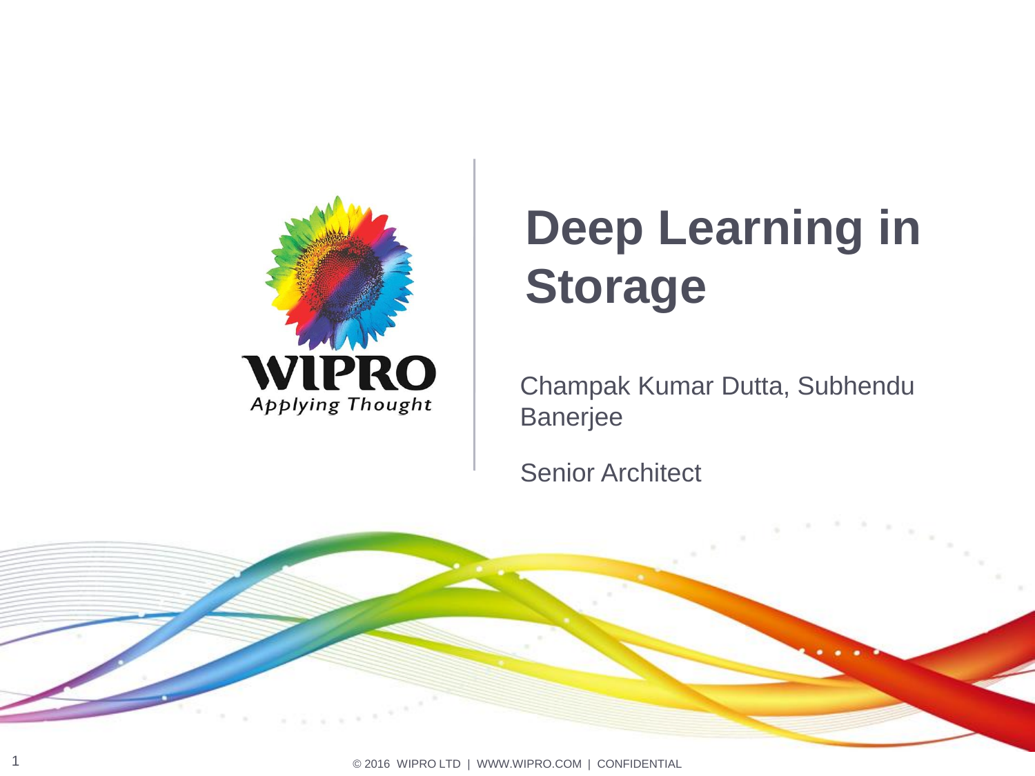# Deep Learning in Storage

Champak Kumar Dutta, Subhendu Banerjee

Senior Architect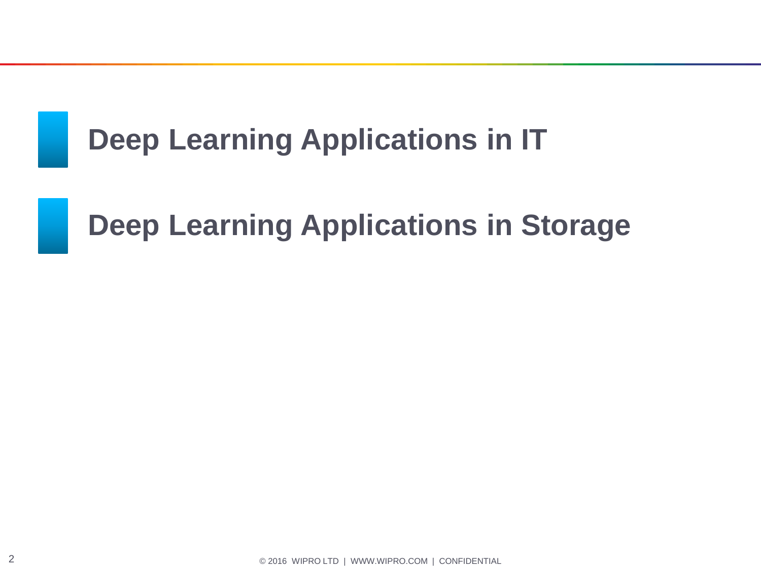## Deep Learning Applications in IT

## Deep Learning Applications in Storage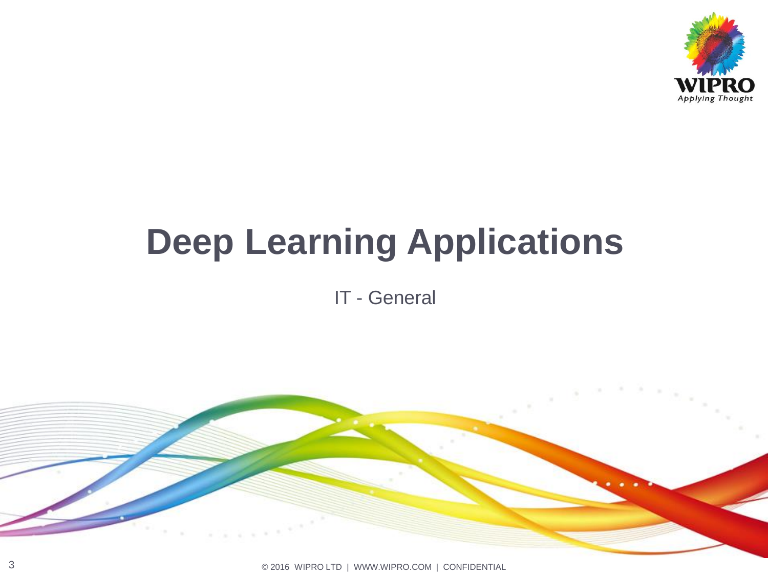# Deep Learning Applications

IT - General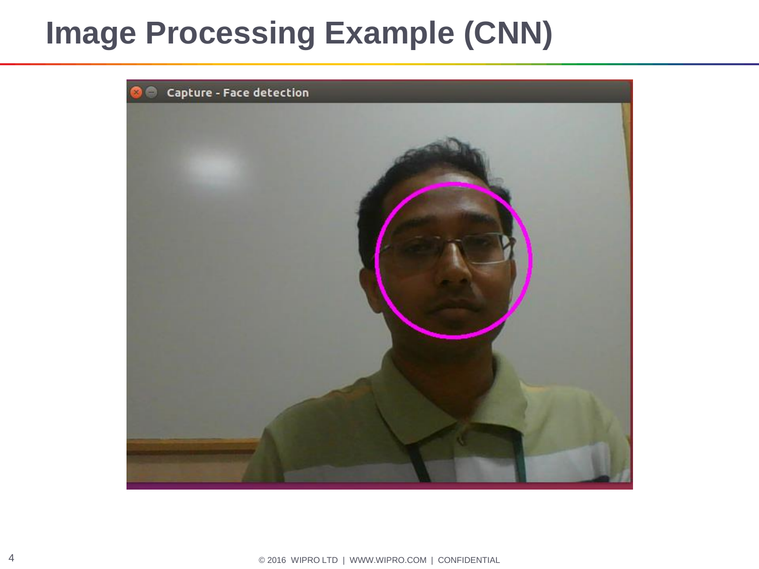# Image Processing Example (CNN)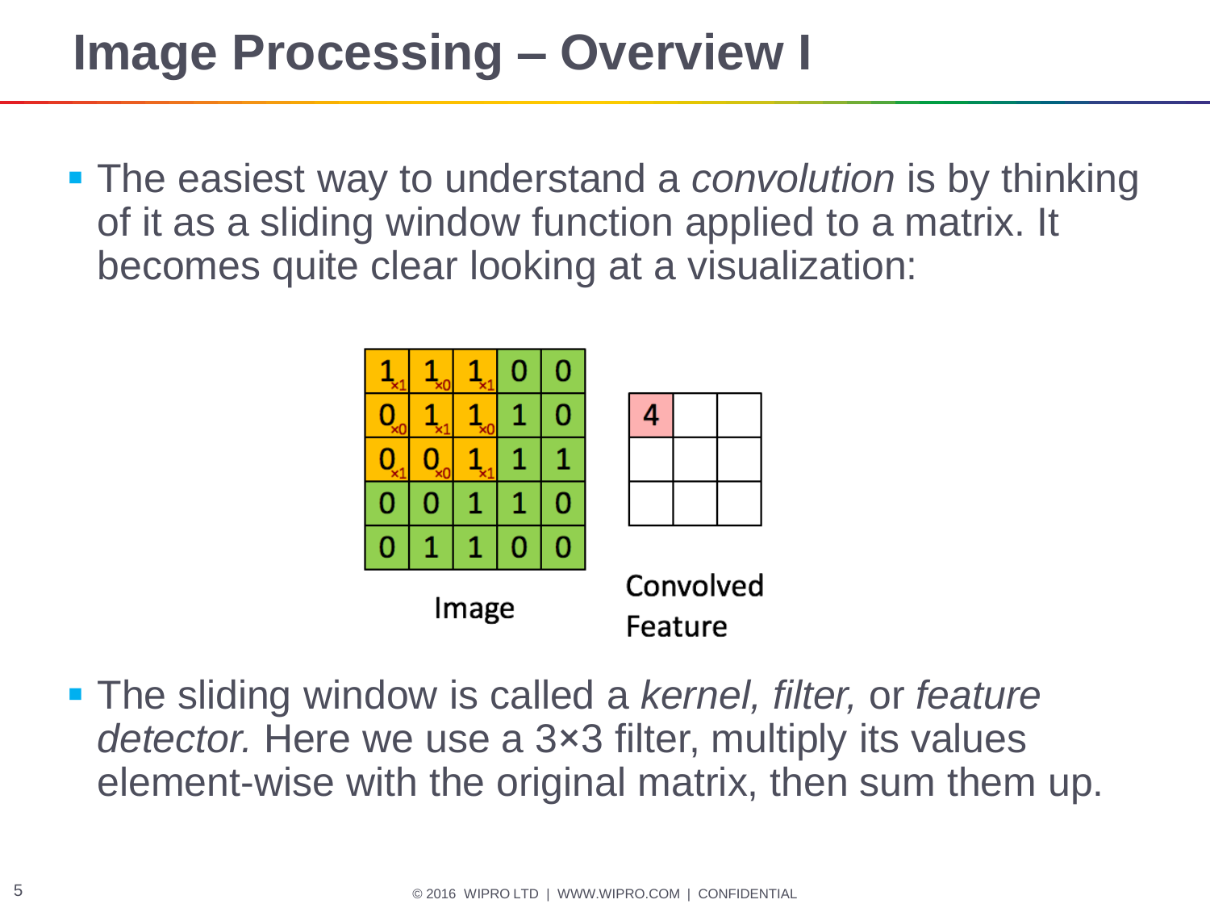# Image Processing – Overview I

- The easiest way to understand a *convolution* is by thinking of it as a sliding window function applied to a matrix. It becomes quite clear looking at a visualization:

| | | | | |
|---|---|---|---|---|
| 1 ×1 | 1 ×0 | 1 ×1 | 0 | 0 |
| 0 ×0 | 1 ×1 | 1 ×0 | 1 | 0 |
| 0 ×1 | 0 ×0 | 1 ×1 | 1 | 1 |
| 0 | 0 | 1 | 1 | 0 |
| 0 | 1 | 1 | 0 | 0 |

Image

| | | |
|---|---|---|
| 4 | | |
| | | |
| | | |

Convolved Feature

- The sliding window is called a *kernel, filter,* or *feature detector.* Here we use a 3×3 filter, multiply its values element-wise with the original matrix, then sum them up.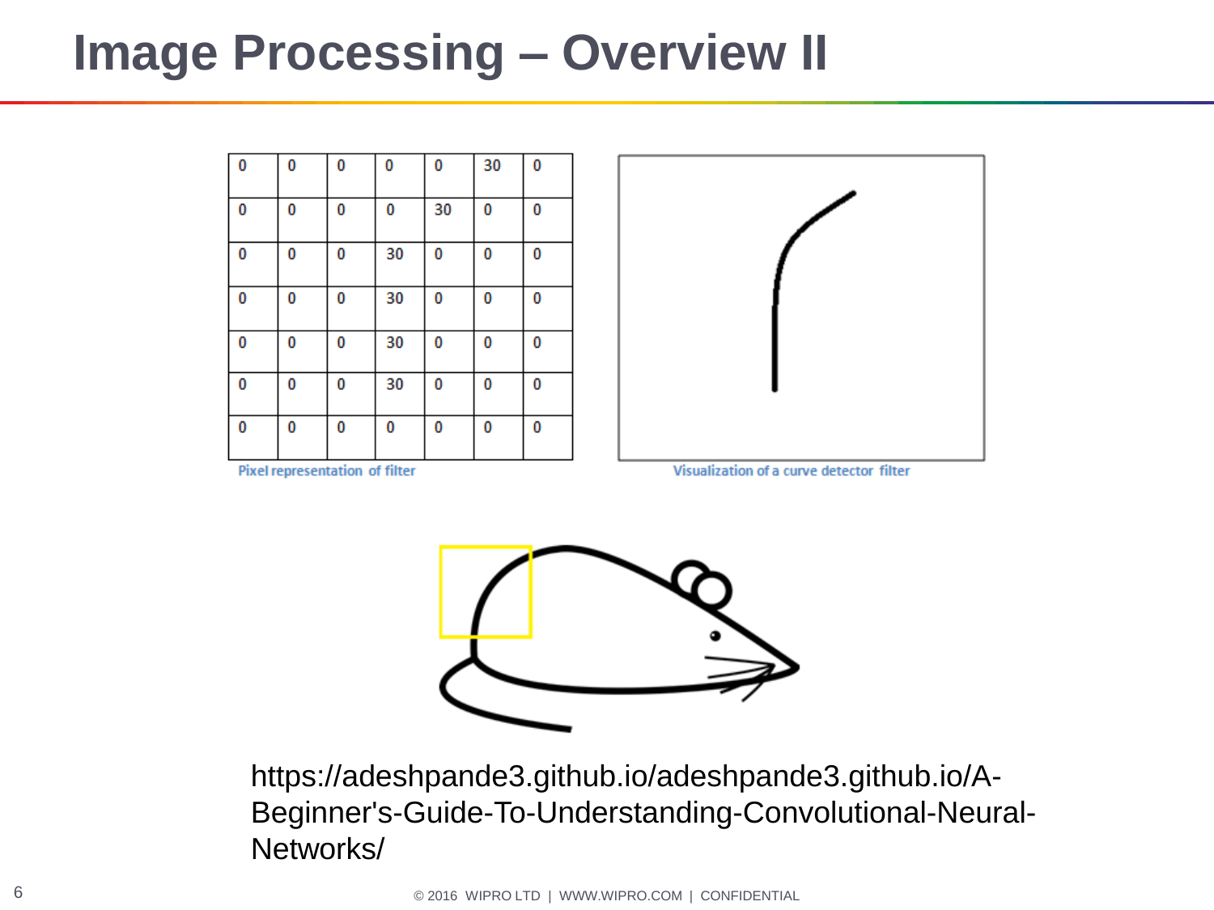# Image Processing – Overview II

| 0 | 0 | 0 | 0 | 0 | 30 | 0 |
|---|---|---|---|---|---|---|
| 0 | 0 | 0 | 0 | 30 | 0 | 0 |
| 0 | 0 | 0 | 30 | 0 | 0 | 0 |
| 0 | 0 | 0 | 30 | 0 | 0 | 0 |
| 0 | 0 | 0 | 30 | 0 | 0 | 0 |
| 0 | 0 | 0 | 30 | 0 | 0 | 0 |
| 0 | 0 | 0 | 0 | 0 | 0 | 0 |

Pixel representation of filter

Visualization of a curve detector filter

https://adeshpande3.github.io/adeshpande3.github.io/A-Beginner's-Guide-To-Understanding-Convolutional-Neural-Networks/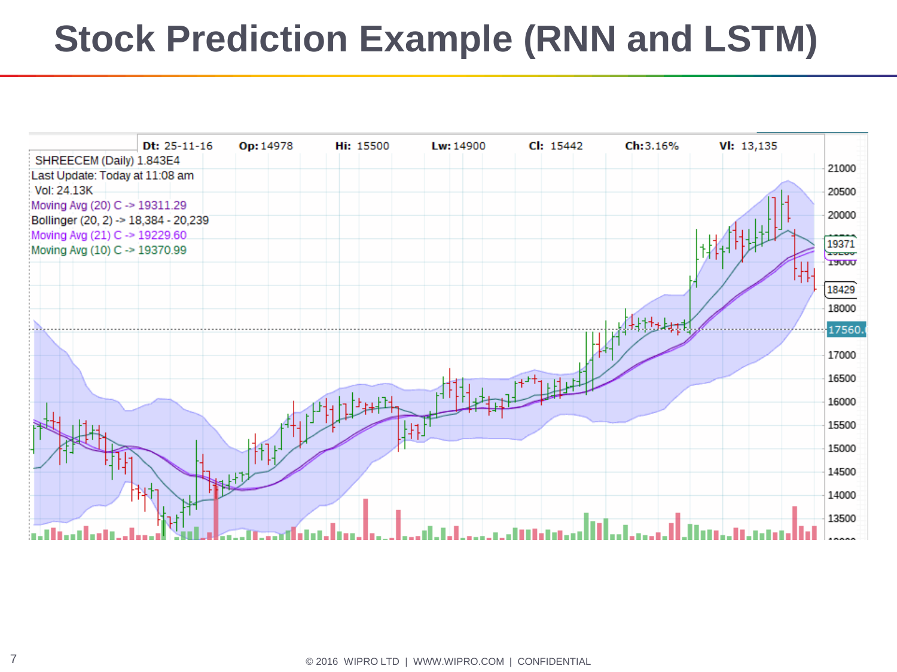# Stock Prediction Example (RNN and LSTM)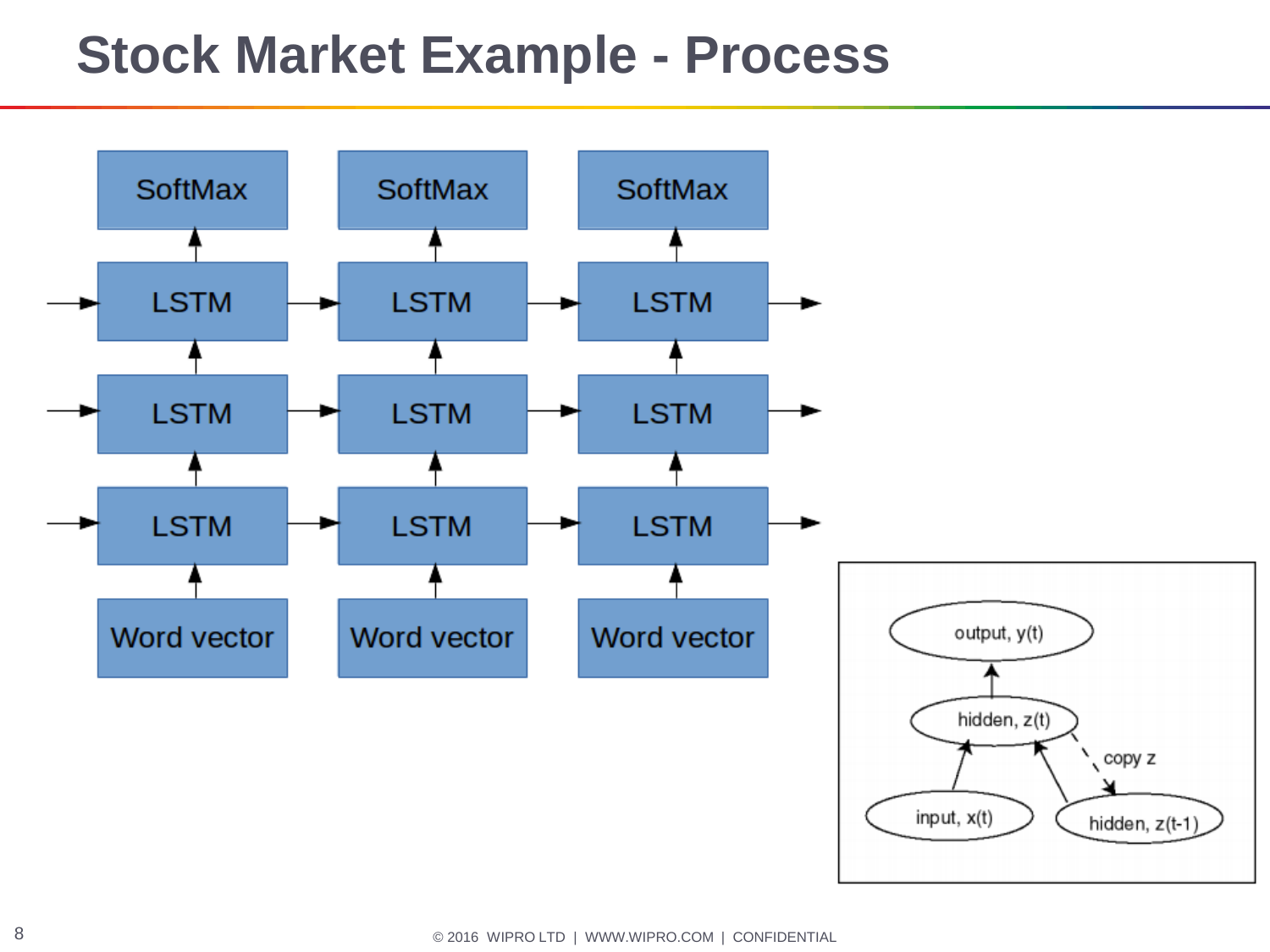# Stock Market Example - Process

SoftMax | SoftMax | SoftMax

LSTM | LSTM | LSTM

LSTM | LSTM | LSTM

LSTM | LSTM | LSTM

Word vector | Word vector | Word vector

output, y(t)

hidden, z(t)

copy z

input, x(t)

hidden, z(t-1)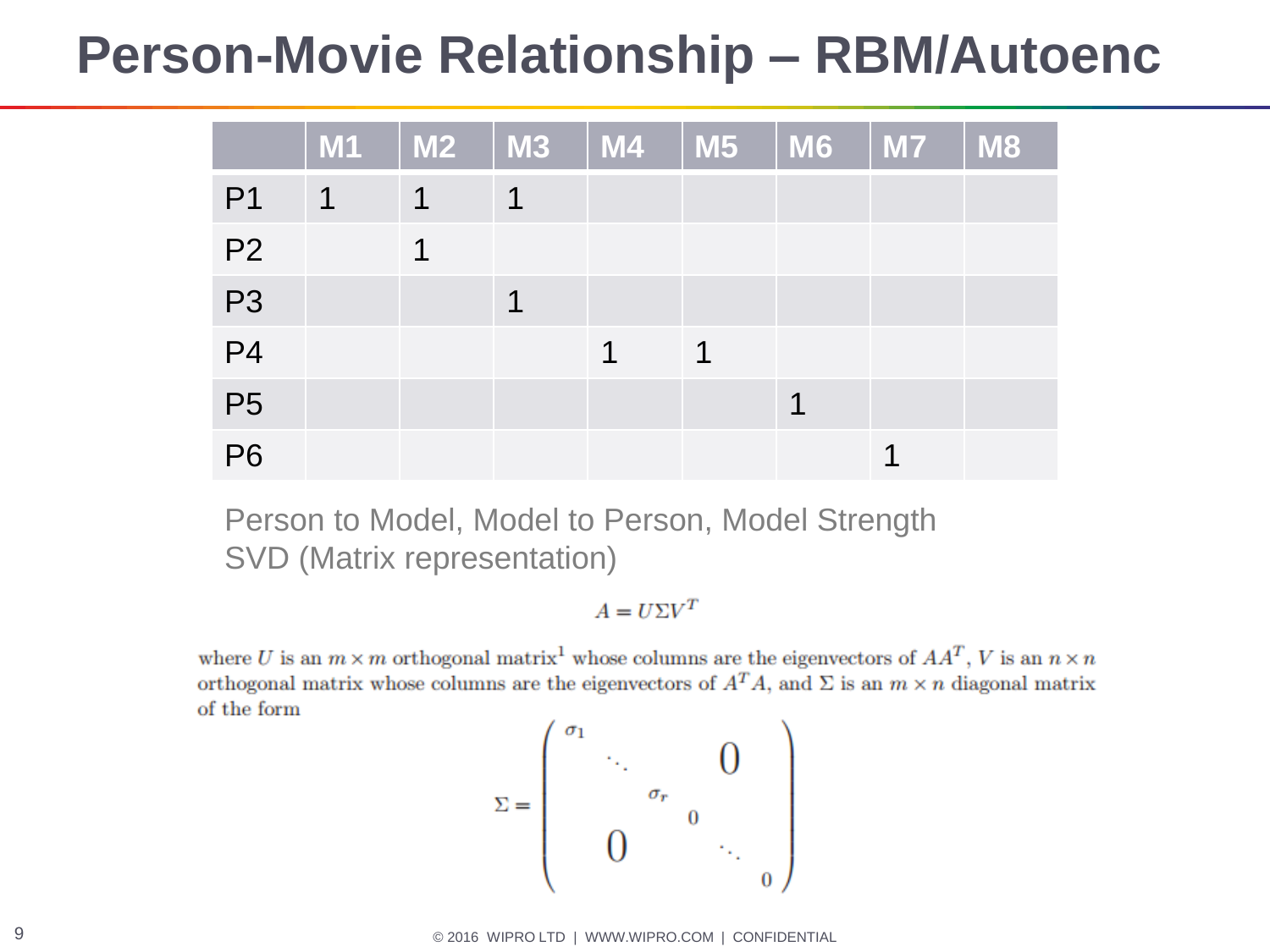# Person-Movie Relationship – RBM/Autoenc

| | M1 | M2 | M3 | M4 | M5 | M6 | M7 | M8 |
|---|---|---|---|---|---|---|---|---|
| P1 | 1 | 1 | 1 | | | | | |
| P2 | | 1 | | | | | | |
| P3 | | | 1 | | | | | |
| P4 | | | | 1 | 1 | | | |
| P5 | | | | | | 1 | | |
| P6 | | | | | | | 1 | |

Person to Model, Model to Person, Model Strength
SVD (Matrix representation)

$$A = U\Sigma V^T$$

where $U$ is an $m \times m$ orthogonal matrix[1] whose columns are the eigenvectors of $AA^T$, $V$ is an $n \times n$ orthogonal matrix whose columns are the eigenvectors of $A^TA$, and $\Sigma$ is an $m \times n$ diagonal matrix of the form

$$\Sigma = \begin{pmatrix} \sigma_1 & & & & & \\ & \ddots & & & 0 & \\ & & \sigma_r & & & \\ & & & 0 & & \\ & 0 & & & \ddots & \\ & & & & & 0 \end{pmatrix}$$

© 2016 WIPRO LTD | WWW.WIPRO.COM | CONFIDENTIAL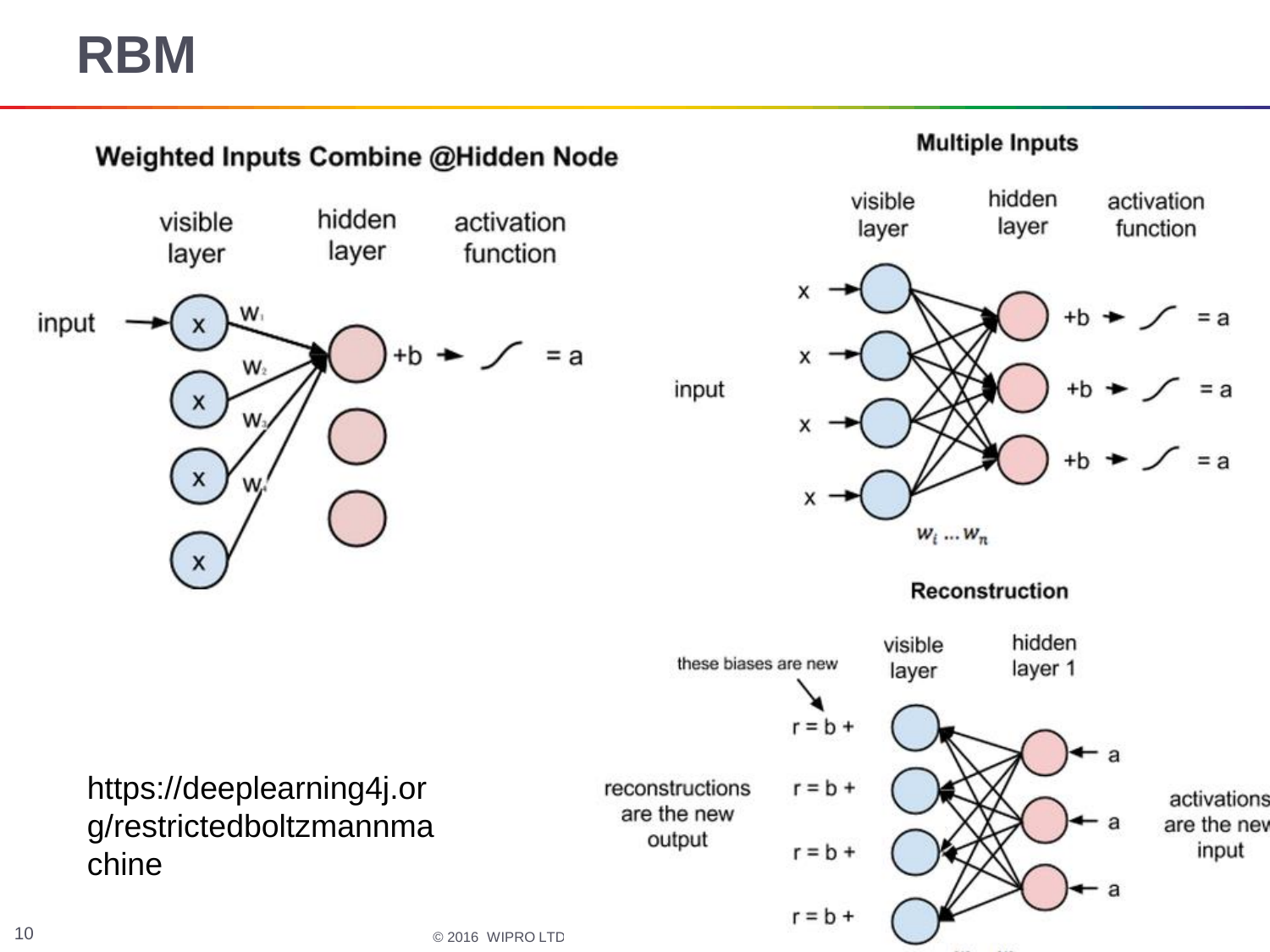# RBM

## Weighted Inputs Combine @Hidden Node

visible layer | hidden layer | activation function

input → x → $w_1$, $w_2$, $w_3$, $w_4$ → +b → ∫ = a

## Multiple Inputs

visible layer | hidden layer | activation function

input: x, x, x, x → +b → ∫ = a (×3)

$w_i \ldots w_n$

## Reconstruction

visible layer | hidden layer 1

these biases are new

r = b +

r = b +

r = b +

r = b +

reconstructions are the new output

activations are the new input

a, a, a

https://deeplearning4j.org/restrictedboltzmannmachine

© 2016 WIPRO LTD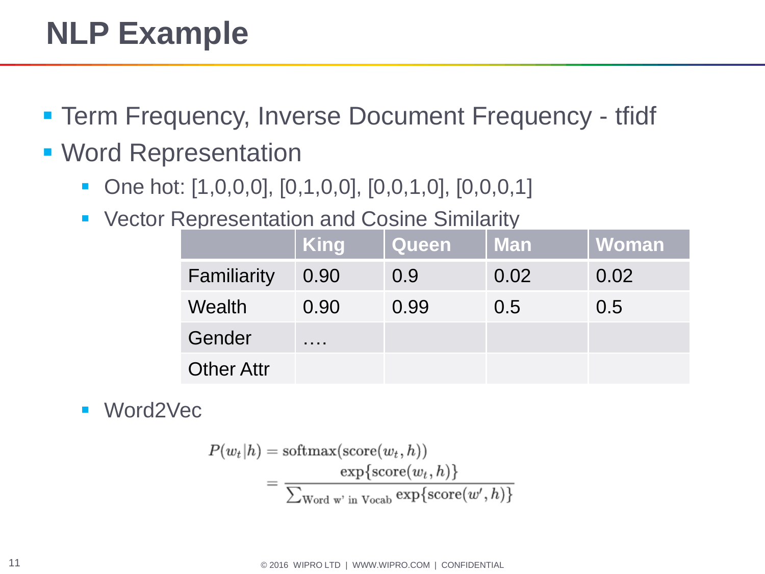# NLP Example

- Term Frequency, Inverse Document Frequency - tfidf
- Word Representation
  - One hot: [1,0,0,0], [0,1,0,0], [0,0,1,0], [0,0,0,1]
  - Vector Representation and Cosine Similarity

| | King | Queen | Man | Woman |
|---|---|---|---|---|
| Familiarity | 0.90 | 0.9 | 0.02 | 0.02 |
| Wealth | 0.90 | 0.99 | 0.5 | 0.5 |
| Gender | …. | | | |
| Other Attr | | | | |

  - Word2Vec

$$
\begin{aligned}
P(w_t|h) &= \text{softmax}(\text{score}(w_t, h)) \\
&= \frac{\exp\{\text{score}(w_t, h)\}}{\sum_{\text{Word w' in Vocab}} \exp\{\text{score}(w', h)\}}
\end{aligned}
$$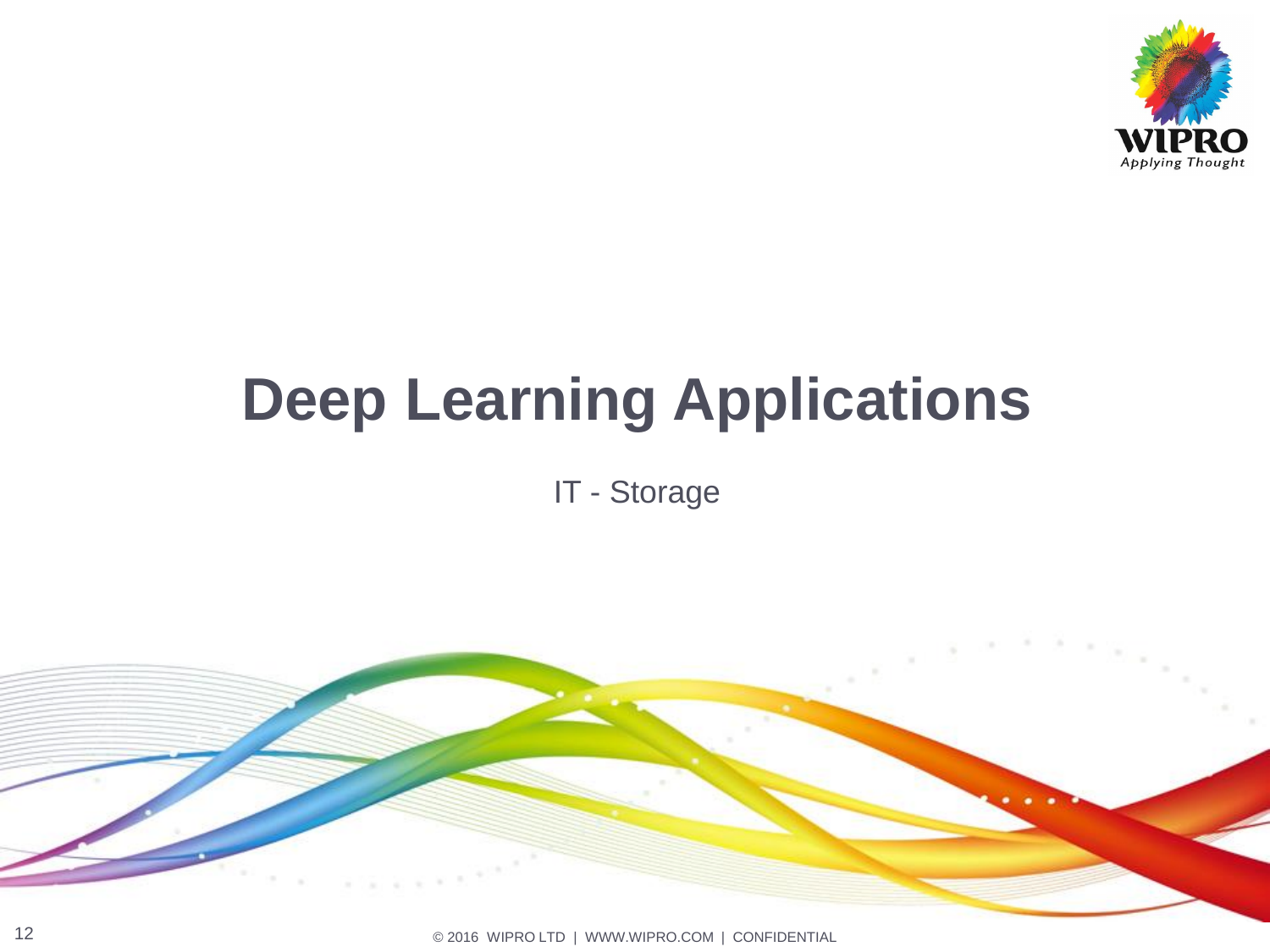# Deep Learning Applications

IT - Storage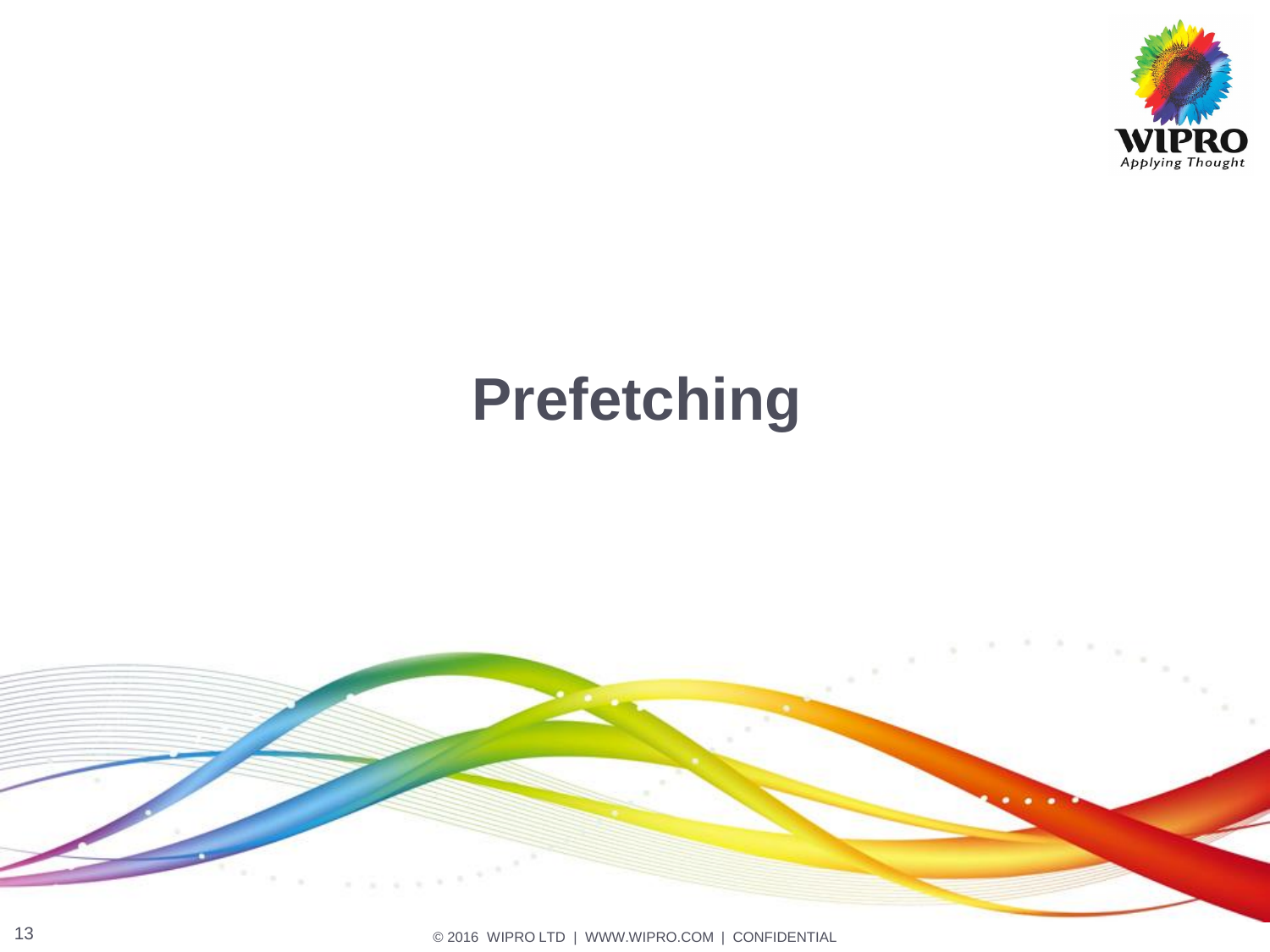# Prefetching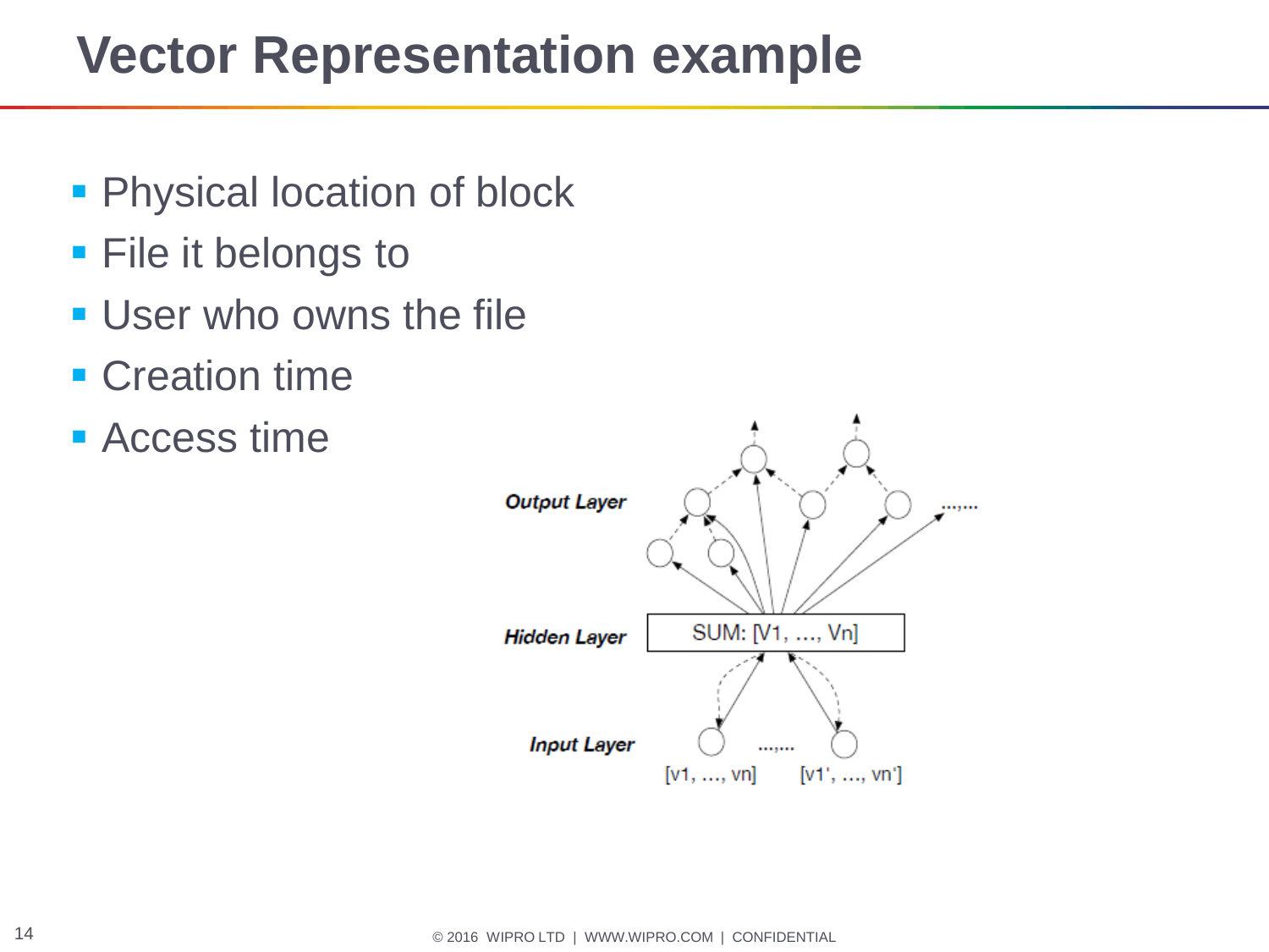# Vector Representation example

- Physical location of block
- File it belongs to
- User who owns the file
- Creation time
- Access time

Output Layer

Hidden Layer — SUM: [V1, …, Vn]

Input Layer — [v1, …, vn] …,… [v1', …, vn']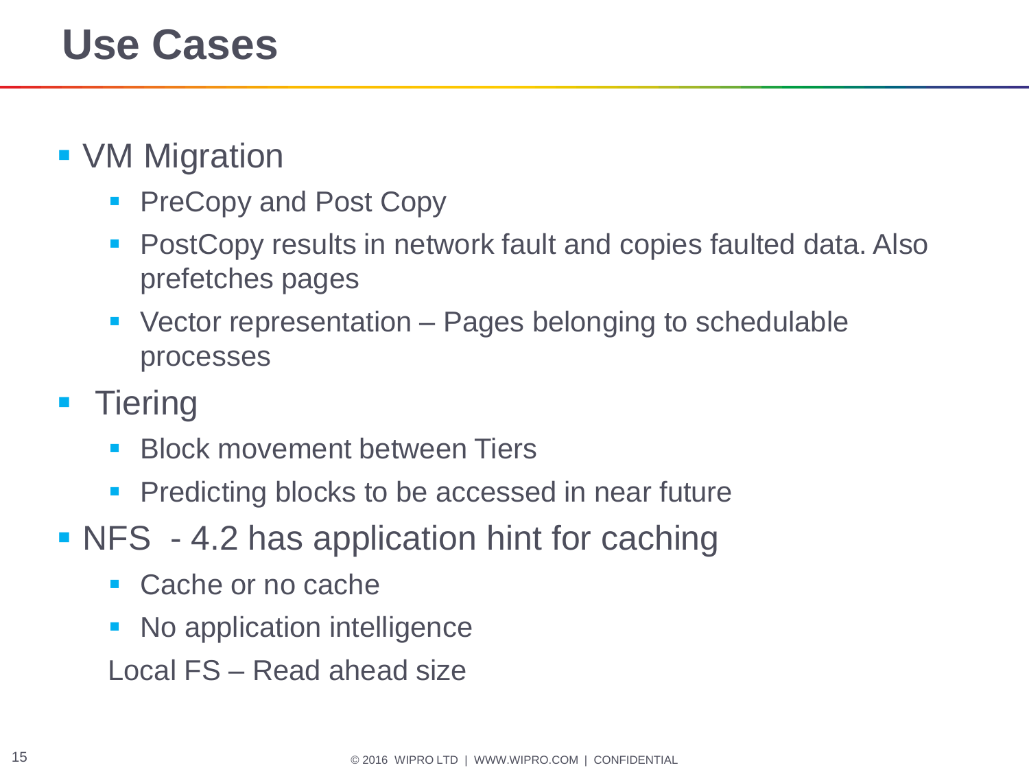# Use Cases

- VM Migration
  - PreCopy and Post Copy
  - PostCopy results in network fault and copies faulted data. Also prefetches pages
  - Vector representation – Pages belonging to schedulable processes
- Tiering
  - Block movement between Tiers
  - Predicting blocks to be accessed in near future
- NFS - 4.2 has application hint for caching
  - Cache or no cache
  - No application intelligence

  Local FS – Read ahead size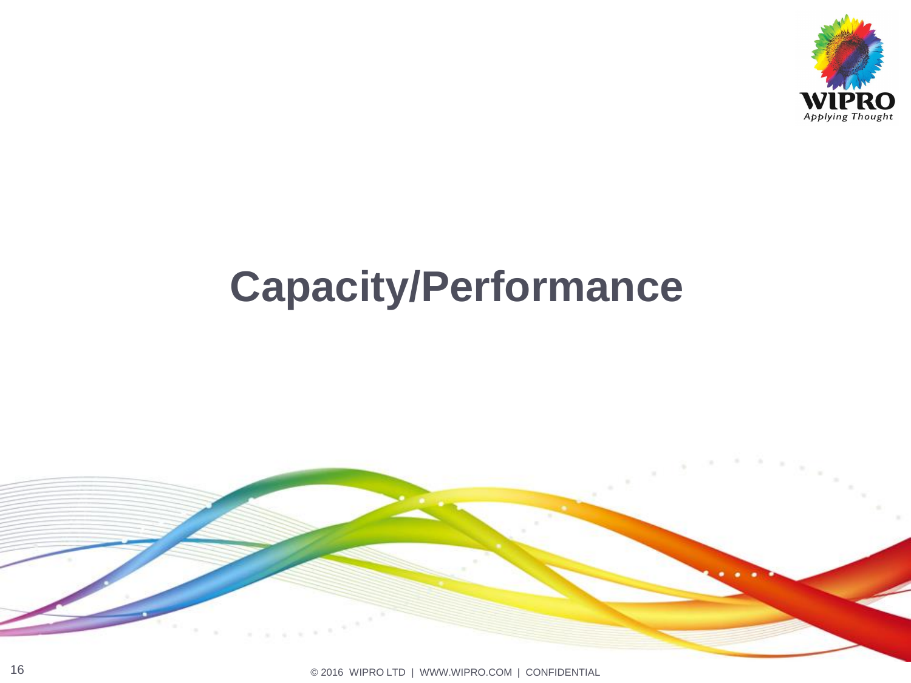# Capacity/Performance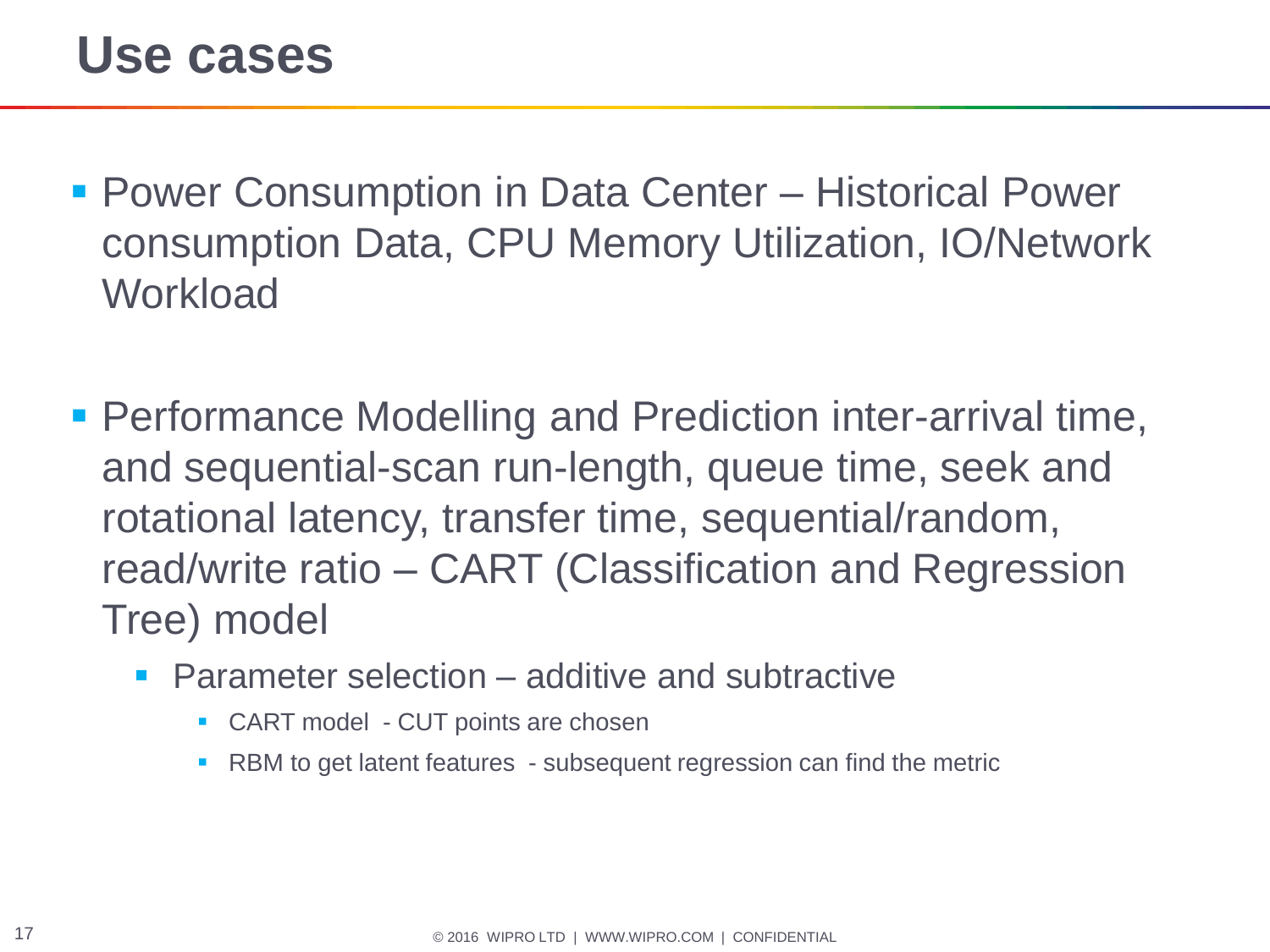# Use cases

- Power Consumption in Data Center – Historical Power consumption Data, CPU Memory Utilization, IO/Network Workload

- Performance Modelling and Prediction inter-arrival time, and sequential-scan run-length, queue time, seek and rotational latency, transfer time, sequential/random, read/write ratio – CART (Classification and Regression Tree) model
  - Parameter selection – additive and subtractive
    - CART model - CUT points are chosen
    - RBM to get latent features - subsequent regression can find the metric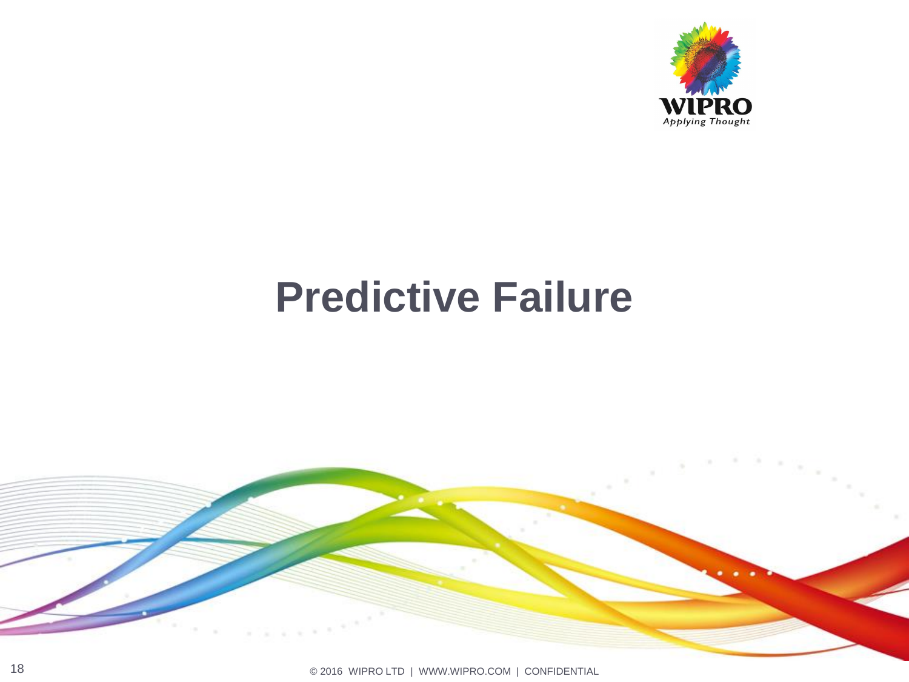# Predictive Failure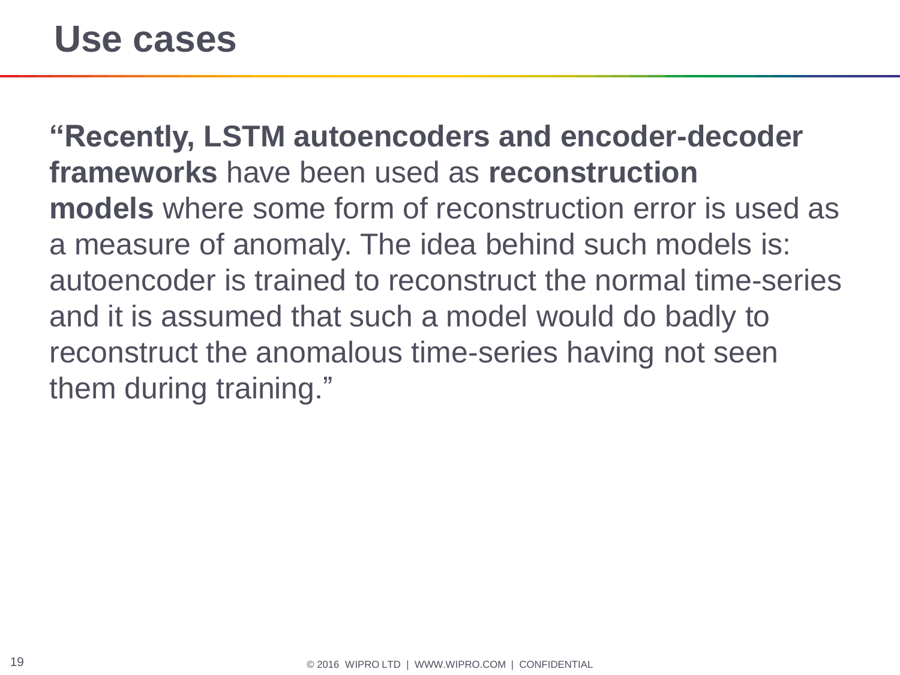# Use cases

**“Recently, LSTM autoencoders and encoder-decoder frameworks** have been used as **reconstruction models** where some form of reconstruction error is used as a measure of anomaly. The idea behind such models is: autoencoder is trained to reconstruct the normal time-series and it is assumed that such a model would do badly to reconstruct the anomalous time-series having not seen them during training.”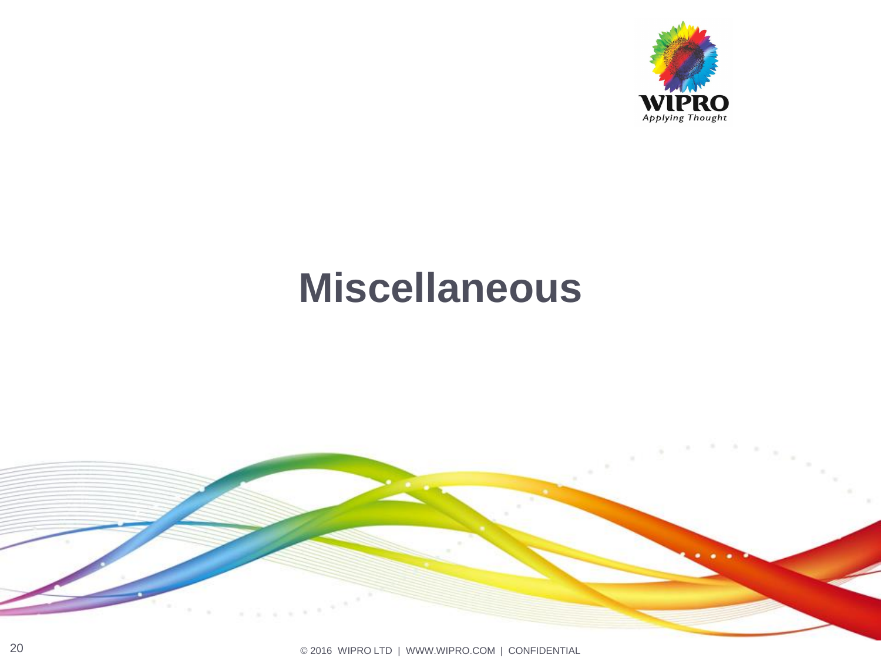# Miscellaneous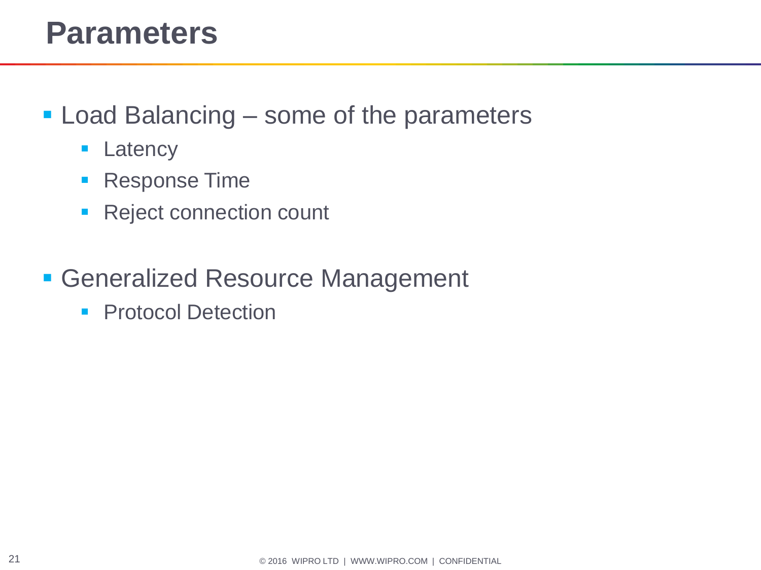# Parameters

- Load Balancing – some of the parameters
  - Latency
  - Response Time
  - Reject connection count

- Generalized Resource Management
  - Protocol Detection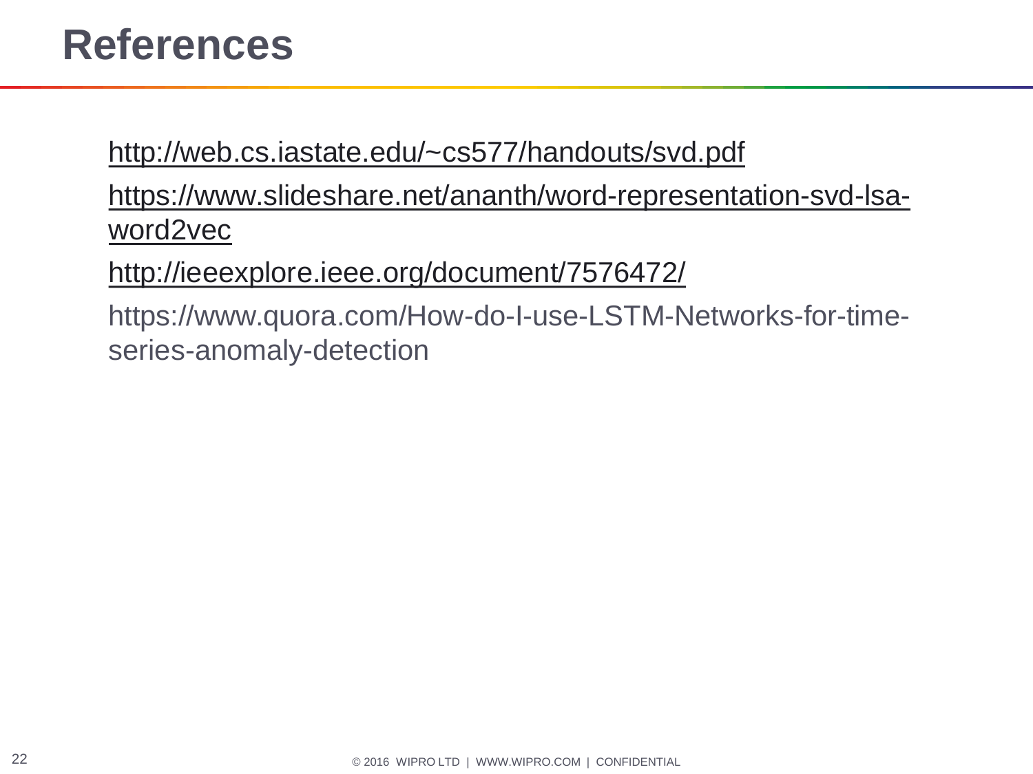# References

http://web.cs.iastate.edu/~cs577/handouts/svd.pdf

https://www.slideshare.net/ananth/word-representation-svd-lsa-word2vec

http://ieeexplore.ieee.org/document/7576472/

https://www.quora.com/How-do-I-use-LSTM-Networks-for-time-series-anomaly-detection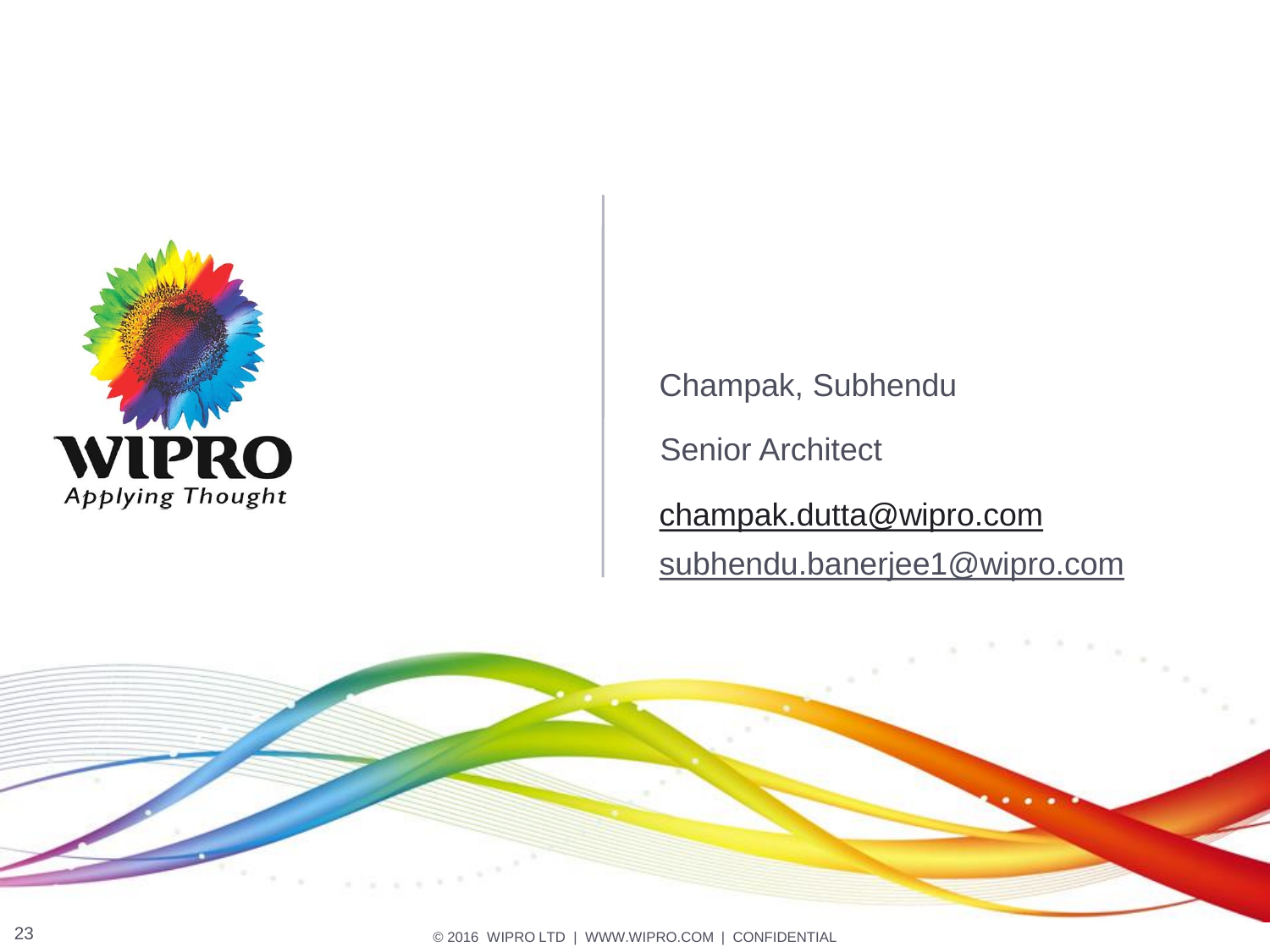WIPRO

Applying Thought

Champak, Subhendu

Senior Architect

champak.dutta@wipro.com

subhendu.banerjee1@wipro.com